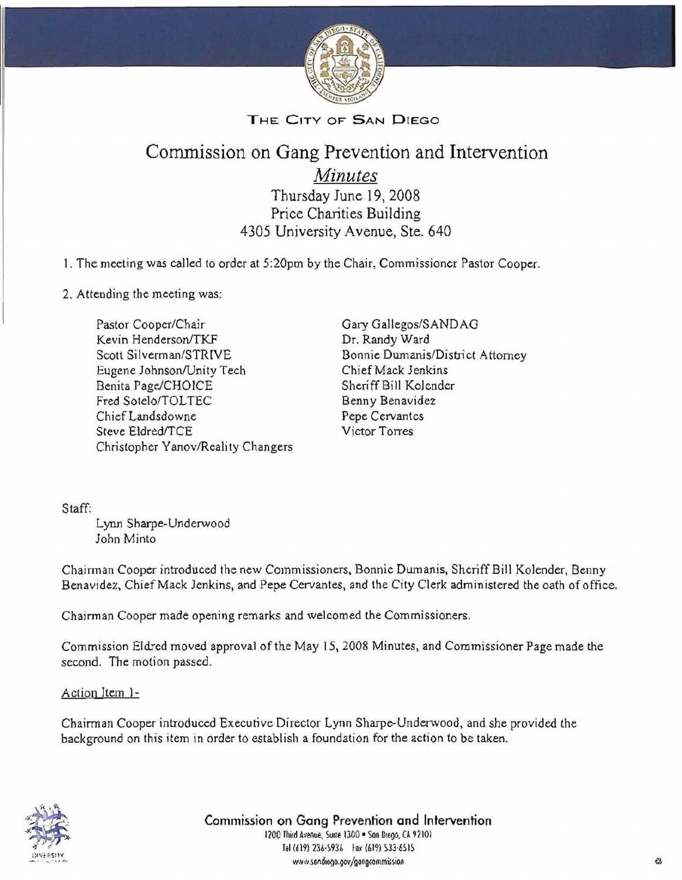THE CITY OF SAN DIEGO

# Commission on Gang Prevention and Intervention

## *Minutes*

Thursday June 19, 2008
Price Charities Building
4305 University Avenue, Ste. 640

1. The meeting was called to order at 5:20pm by the Chair, Commissioner Pastor Cooper.

2. Attending the meeting was:

Pastor Cooper/Chair
Kevin Henderson/TKF
Scott Silverman/STRIVE
Eugene Johnson/Unity Tech
Benita Page/CHOICE
Fred Sotelo/TOLTEC
Chief Landsdowne
Steve Eldred/TCE
Christopher Yanov/Reality Changers
Gary Gallegos/SANDAG
Dr. Randy Ward
Bonnie Dumanis/District Attorney
Chief Mack Jenkins
Sheriff Bill Kolender
Benny Benavidez
Pepe Cervantes
Victor Torres

Staff:

Lynn Sharpe-Underwood
John Minto

Chairman Cooper introduced the new Commissioners, Bonnie Dumanis, Sheriff Bill Kolender, Benny Benavidez, Chief Mack Jenkins, and Pepe Cervantes, and the City Clerk administered the oath of office.

Chairman Cooper made opening remarks and welcomed the Commissioners.

Commission Eldred moved approval of the May 15, 2008 Minutes, and Commissioner Page made the second. The motion passed.

Action Item 1-

Chairman Cooper introduced Executive Director Lynn Sharpe-Underwood, and she provided the background on this item in order to establish a foundation for the action to be taken.

Commission on Gang Prevention and Intervention
1200 Third Avenue, Suite 1300 • San Diego, CA 92101
Tel (619) 236-5936 Fax (619) 533-6515
www.sandiego.gov/gangcommission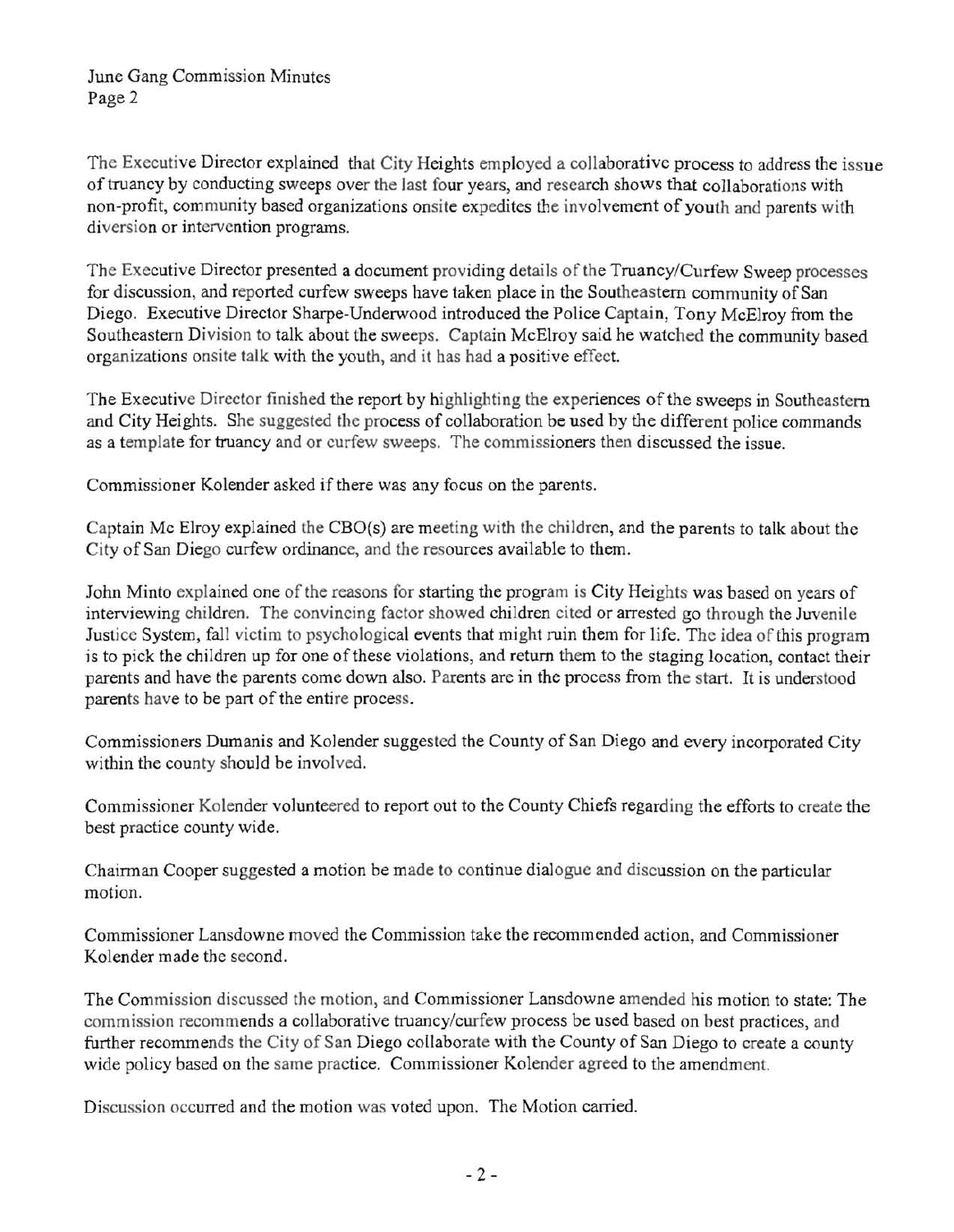The Executive Director explained that City Heights employed a collaborative process to address the issue of truancy by conducting sweeps over the last four years, and research shows that collaborations with non-profit, community based organizations onsite expedites the involvement of youth and parents with diversion or intervention programs.

The Executive Director presented a document providing details of the Truancy/Curfew Sweep processes for discussion, and reported curfew sweeps have taken place in the Southeastern community of San Diego. Executive Director Sharpe-Underwood introduced the Police Captain, Tony McElroy from the Southeastern Division to talk about the sweeps. Captain McElroy said he watched the community based organizations onsite talk with the youth, and it has had a positive effect.

The Executive Director finished the report by highlighting the experiences of the sweeps in Southeastern and City Heights. She suggested the process of collaboration be used by the different police commands as a template for truancy and or curfew sweeps. The commissioners then discussed the issue.

Commissioner Kolender asked if there was any focus on the parents.

Captain Mc Elroy explained the CBO(s) are meeting with the children, and the parents to talk about the City of San Diego curfew ordinance, and the resources available to them.

John Minto explained one of the reasons for starting the program is City Heights was based on years of interviewing children. The convincing factor showed children cited or arrested go through the Juvenile Justice System, fall victim to psychological events that might ruin them for life. The idea of this program is to pick the children up for one of these violations, and return them to the staging location, contact their parents and have the parents come down also. Parents are in the process from the start. It is understood parents have to be part of the entire process.

Commissioners Dumanis and Kolender suggested the County of San Diego and every incorporated City within the county should be involved.

Commissioner Kolender volunteered to report out to the County Chiefs regarding the efforts to create the best practice county wide.

Chairman Cooper suggested a motion be made to continue dialogue and discussion on the particular motion.

Commissioner Lansdowne moved the Commission take the recommended action, and Commissioner Kolender made the second.

The Commission discussed the motion, and Commissioner Lansdowne amended his motion to state: The commission recommends a collaborative truancy/curfew process be used based on best practices, and further recommends the City of San Diego collaborate with the County of San Diego to create a county wide policy based on the same practice. Commissioner Kolender agreed to the amendment.

Discussion occurred and the motion was voted upon. The Motion carried.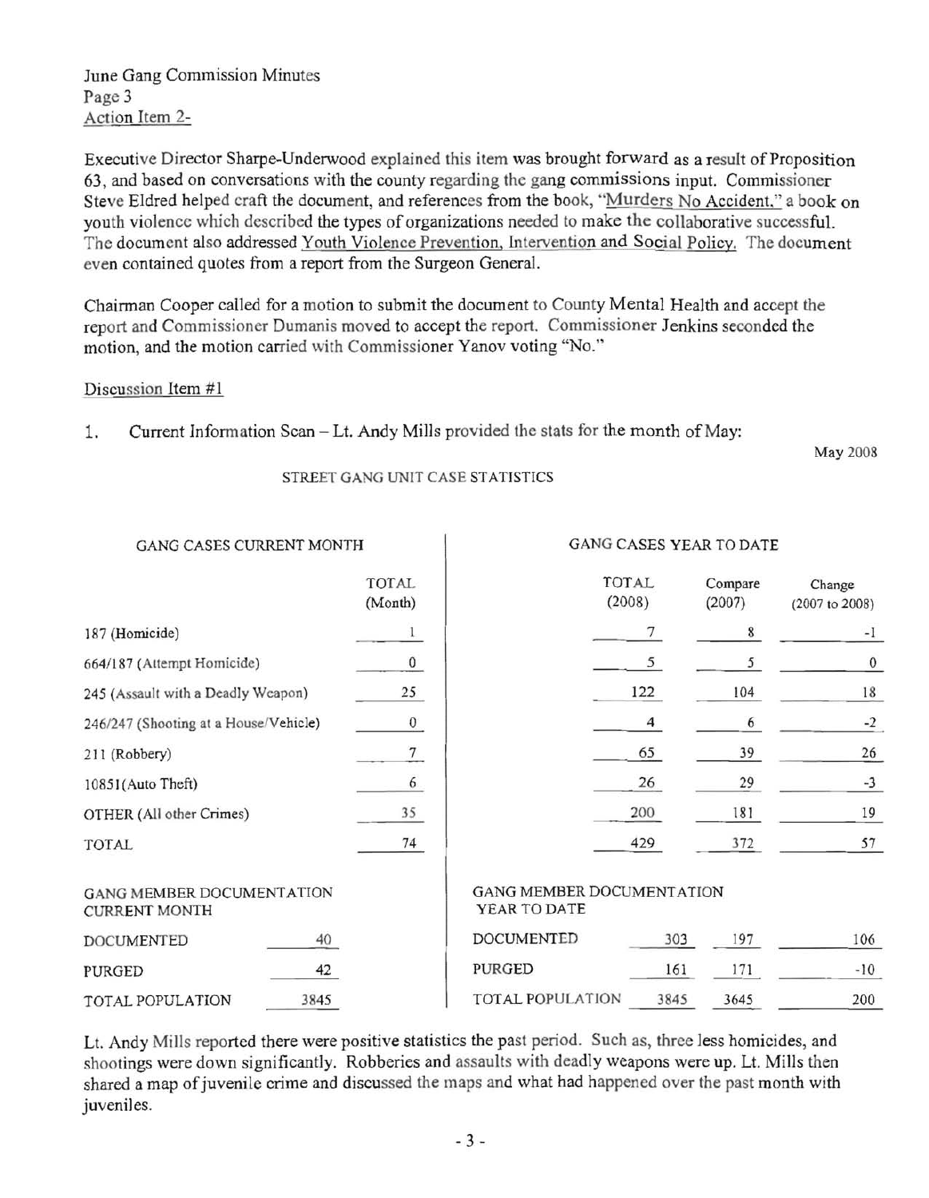June Gang Commission Minutes
Page 3
Action Item 2-

Executive Director Sharpe-Underwood explained this item was brought forward as a result of Proposition 63, and based on conversations with the county regarding the gang commissions input. Commissioner Steve Eldred helped craft the document, and references from the book, "Murders No Accident," a book on youth violence which described the types of organizations needed to make the collaborative successful. The document also addressed Youth Violence Prevention, Intervention and Social Policy. The document even contained quotes from a report from the Surgeon General.

Chairman Cooper called for a motion to submit the document to County Mental Health and accept the report and Commissioner Dumanis moved to accept the report. Commissioner Jenkins seconded the motion, and the motion carried with Commissioner Yanov voting "No."

Discussion Item #1

1. Current Information Scan – Lt. Andy Mills provided the stats for the month of May:

May 2008

STREET GANG UNIT CASE STATISTICS

| GANG CASES CURRENT MONTH | TOTAL (Month) | GANG CASES YEAR TO DATE TOTAL (2008) | Compare (2007) | Change (2007 to 2008) |
|---|---|---|---|---|
| 187 (Homicide) | 1 | 7 | 8 | -1 |
| 664/187 (Attempt Homicide) | 0 | 5 | 5 | 0 |
| 245 (Assault with a Deadly Weapon) | 25 | 122 | 104 | 18 |
| 246/247 (Shooting at a House/Vehicle) | 0 | 4 | 6 | -2 |
| 211 (Robbery) | 7 | 65 | 39 | 26 |
| 10851(Auto Theft) | 6 | 26 | 29 | -3 |
| OTHER (All other Crimes) | 35 | 200 | 181 | 19 |
| TOTAL | 74 | 429 | 372 | 57 |

| GANG MEMBER DOCUMENTATION CURRENT MONTH | | GANG MEMBER DOCUMENTATION YEAR TO DATE | | | |
|---|---|---|---|---|---|
| DOCUMENTED | 40 | DOCUMENTED | 303 | 197 | 106 |
| PURGED | 42 | PURGED | 161 | 171 | -10 |
| TOTAL POPULATION | 3845 | TOTAL POPULATION | 3845 | 3645 | 200 |

Lt. Andy Mills reported there were positive statistics the past period. Such as, three less homicides, and shootings were down significantly. Robberies and assaults with deadly weapons were up. Lt. Mills then shared a map of juvenile crime and discussed the maps and what had happened over the past month with juveniles.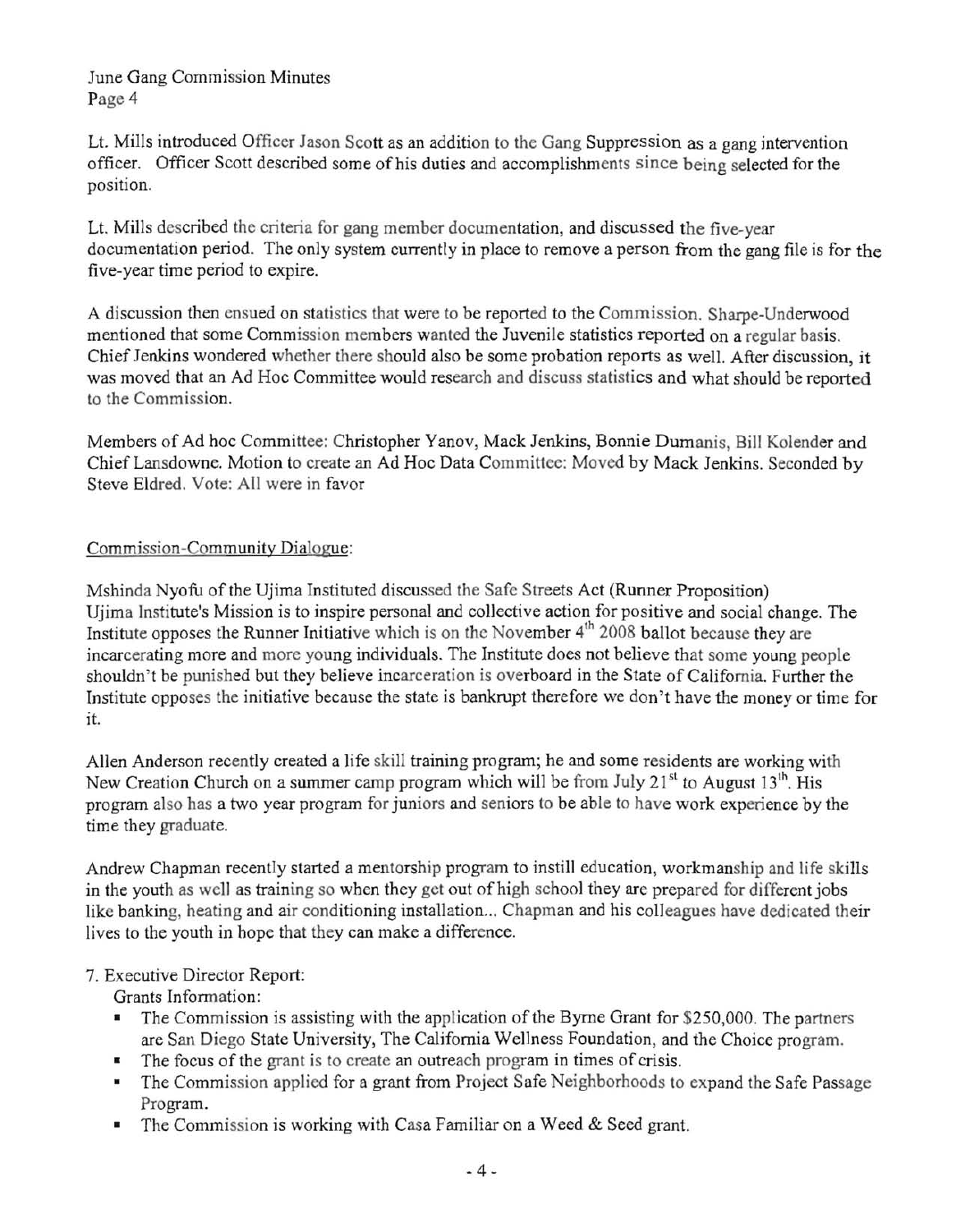Lt. Mills introduced Officer Jason Scott as an addition to the Gang Suppression as a gang intervention officer. Officer Scott described some of his duties and accomplishments since being selected for the position.

Lt. Mills described the criteria for gang member documentation, and discussed the five-year documentation period. The only system currently in place to remove a person from the gang file is for the five-year time period to expire.

A discussion then ensued on statistics that were to be reported to the Commission. Sharpe-Underwood mentioned that some Commission members wanted the Juvenile statistics reported on a regular basis. Chief Jenkins wondered whether there should also be some probation reports as well. After discussion, it was moved that an Ad Hoc Committee would research and discuss statistics and what should be reported to the Commission.

Members of Ad hoc Committee: Christopher Yanov, Mack Jenkins, Bonnie Dumanis, Bill Kolender and Chief Lansdowne. Motion to create an Ad Hoc Data Committee: Moved by Mack Jenkins. Seconded by Steve Eldred. Vote: All were in favor

Commission-Community Dialogue:

Mshinda Nyofu of the Ujima Instituted discussed the Safe Streets Act (Runner Proposition) Ujima Institute's Mission is to inspire personal and collective action for positive and social change. The Institute opposes the Runner Initiative which is on the November 4th 2008 ballot because they are incarcerating more and more young individuals. The Institute does not believe that some young people shouldn't be punished but they believe incarceration is overboard in the State of California. Further the Institute opposes the initiative because the state is bankrupt therefore we don't have the money or time for it.

Allen Anderson recently created a life skill training program; he and some residents are working with New Creation Church on a summer camp program which will be from July 21st to August 13th. His program also has a two year program for juniors and seniors to be able to have work experience by the time they graduate.

Andrew Chapman recently started a mentorship program to instill education, workmanship and life skills in the youth as well as training so when they get out of high school they are prepared for different jobs like banking, heating and air conditioning installation... Chapman and his colleagues have dedicated their lives to the youth in hope that they can make a difference.

7. Executive Director Report:

Grants Information:

- The Commission is assisting with the application of the Byrne Grant for $250,000. The partners are San Diego State University, The California Wellness Foundation, and the Choice program.
- The focus of the grant is to create an outreach program in times of crisis.
- The Commission applied for a grant from Project Safe Neighborhoods to expand the Safe Passage Program.
- The Commission is working with Casa Familiar on a Weed & Seed grant.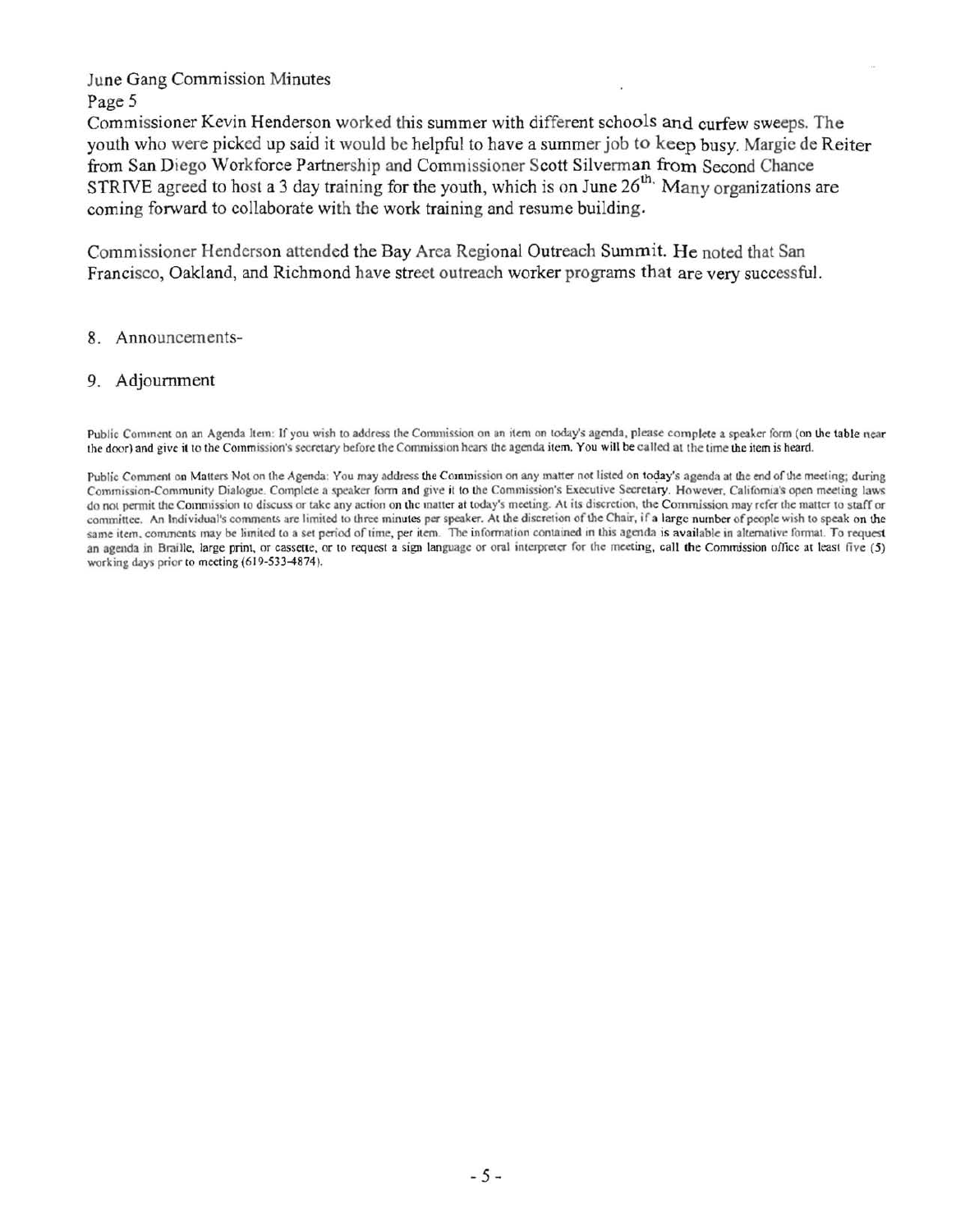Commissioner Kevin Henderson worked this summer with different schools and curfew sweeps. The youth who were picked up said it would be helpful to have a summer job to keep busy. Margie de Reiter from San Diego Workforce Partnership and Commissioner Scott Silverman from Second Chance STRIVE agreed to host a 3 day training for the youth, which is on June 26th. Many organizations are coming forward to collaborate with the work training and resume building.

Commissioner Henderson attended the Bay Area Regional Outreach Summit. He noted that San Francisco, Oakland, and Richmond have street outreach worker programs that are very successful.

8. Announcements-

9. Adjournment

Public Comment on an Agenda Item: If you wish to address the Commission on an item on today's agenda, please complete a speaker form (on the table near the door) and give it to the Commission's secretary before the Commission hears the agenda item. You will be called at the time the item is heard.

Public Comment on Matters Not on the Agenda: You may address the Commission on any matter not listed on today's agenda at the end of the meeting; during Commission-Community Dialogue. Complete a speaker form and give it to the Commission's Executive Secretary. However, California's open meeting laws do not permit the Commission to discuss or take any action on the matter at today's meeting. At its discretion, the Commission may refer the matter to staff or committee. An Individual's comments are limited to three minutes per speaker. At the discretion of the Chair, if a large number of people wish to speak on the same item, comments may be limited to a set period of time, per item. The information contained in this agenda is available in alternative format. To request an agenda in Braille, large print, or cassette, or to request a sign language or oral interpreter for the meeting, call the Commission office at least five (5) working days prior to meeting (619-533-4874).